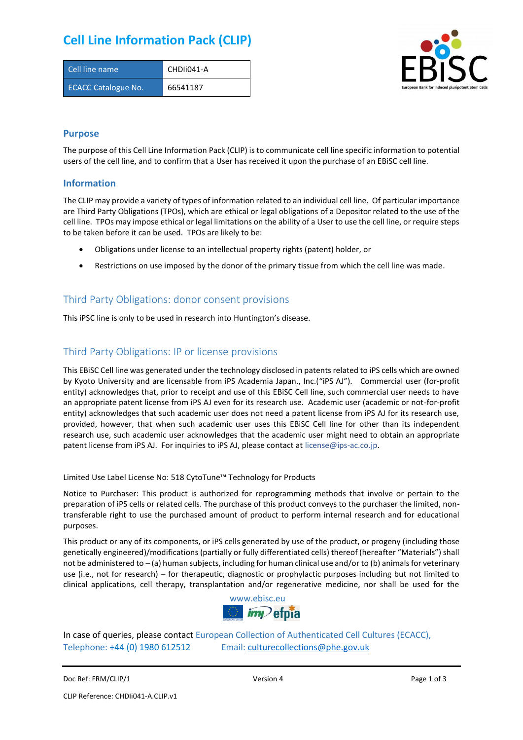# Cell Line Information Pack (CLIP)

| Cell line name | CHDIi041-A |
|---|---|
| ECACC Catalogue No. | 66541187 |

## Purpose

The purpose of this Cell Line Information Pack (CLIP) is to communicate cell line specific information to potential users of the cell line, and to confirm that a User has received it upon the purchase of an EBiSC cell line.

## Information

The CLIP may provide a variety of types of information related to an individual cell line. Of particular importance are Third Party Obligations (TPOs), which are ethical or legal obligations of a Depositor related to the use of the cell line. TPOs may impose ethical or legal limitations on the ability of a User to use the cell line, or require steps to be taken before it can be used. TPOs are likely to be:

- Obligations under license to an intellectual property rights (patent) holder, or
- Restrictions on use imposed by the donor of the primary tissue from which the cell line was made.

## Third Party Obligations: donor consent provisions

This iPSC line is only to be used in research into Huntington's disease.

## Third Party Obligations: IP or license provisions

This EBiSC Cell line was generated under the technology disclosed in patents related to iPS cells which are owned by Kyoto University and are licensable from iPS Academia Japan., Inc.("iPS AJ"). Commercial user (for-profit entity) acknowledges that, prior to receipt and use of this EBiSC Cell line, such commercial user needs to have an appropriate patent license from iPS AJ even for its research use. Academic user (academic or not-for-profit entity) acknowledges that such academic user does not need a patent license from iPS AJ for its research use, provided, however, that when such academic user uses this EBiSC Cell line for other than its independent research use, such academic user acknowledges that the academic user might need to obtain an appropriate patent license from iPS AJ. For inquiries to iPS AJ, please contact at license@ips-ac.co.jp.

Limited Use Label License No: 518 CytoTune™ Technology for Products

Notice to Purchaser: This product is authorized for reprogramming methods that involve or pertain to the preparation of iPS cells or related cells. The purchase of this product conveys to the purchaser the limited, non-transferable right to use the purchased amount of product to perform internal research and for educational purposes.

This product or any of its components, or iPS cells generated by use of the product, or progeny (including those genetically engineered)/modifications (partially or fully differentiated cells) thereof (hereafter "Materials") shall not be administered to – (a) human subjects, including for human clinical use and/or to (b) animals for veterinary use (i.e., not for research) – for therapeutic, diagnostic or prophylactic purposes including but not limited to clinical applications, cell therapy, transplantation and/or regenerative medicine, nor shall be used for the

www.ebisc.eu

In case of queries, please contact European Collection of Authenticated Cell Cultures (ECACC), Telephone: +44 (0) 1980 612512 Email: culturecollections@phe.gov.uk

Doc Ref: FRM/CLIP/1 Version 4

CLIP Reference: CHDIi041-A.CLIP.v1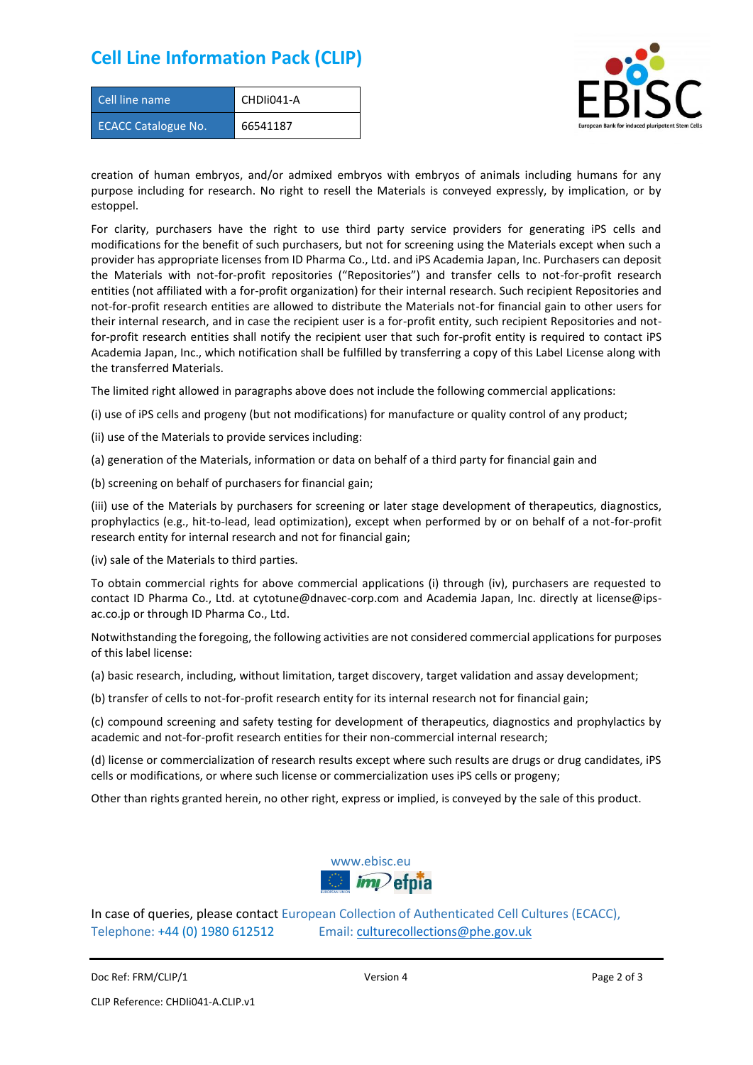# Cell Line Information Pack (CLIP)

| Cell line name | CHDIi041-A |
| --- | --- |
| ECACC Catalogue No. | 66541187 |

creation of human embryos, and/or admixed embryos with embryos of animals including humans for any purpose including for research. No right to resell the Materials is conveyed expressly, by implication, or by estoppel.

For clarity, purchasers have the right to use third party service providers for generating iPS cells and modifications for the benefit of such purchasers, but not for screening using the Materials except when such a provider has appropriate licenses from ID Pharma Co., Ltd. and iPS Academia Japan, Inc. Purchasers can deposit the Materials with not-for-profit repositories ("Repositories") and transfer cells to not-for-profit research entities (not affiliated with a for-profit organization) for their internal research. Such recipient Repositories and not-for-profit research entities are allowed to distribute the Materials not-for financial gain to other users for their internal research, and in case the recipient user is a for-profit entity, such recipient Repositories and not-for-profit research entities shall notify the recipient user that such for-profit entity is required to contact iPS Academia Japan, Inc., which notification shall be fulfilled by transferring a copy of this Label License along with the transferred Materials.

The limited right allowed in paragraphs above does not include the following commercial applications:

(i) use of iPS cells and progeny (but not modifications) for manufacture or quality control of any product;

(ii) use of the Materials to provide services including:

(a) generation of the Materials, information or data on behalf of a third party for financial gain and

(b) screening on behalf of purchasers for financial gain;

(iii) use of the Materials by purchasers for screening or later stage development of therapeutics, diagnostics, prophylactics (e.g., hit-to-lead, lead optimization), except when performed by or on behalf of a not-for-profit research entity for internal research and not for financial gain;

(iv) sale of the Materials to third parties.

To obtain commercial rights for above commercial applications (i) through (iv), purchasers are requested to contact ID Pharma Co., Ltd. at cytotune@dnavec-corp.com and Academia Japan, Inc. directly at license@ips-ac.co.jp or through ID Pharma Co., Ltd.

Notwithstanding the foregoing, the following activities are not considered commercial applications for purposes of this label license:

(a) basic research, including, without limitation, target discovery, target validation and assay development;

(b) transfer of cells to not-for-profit research entity for its internal research not for financial gain;

(c) compound screening and safety testing for development of therapeutics, diagnostics and prophylactics by academic and not-for-profit research entities for their non-commercial internal research;

(d) license or commercialization of research results except where such results are drugs or drug candidates, iPS cells or modifications, or where such license or commercialization uses iPS cells or progeny;

Other than rights granted herein, no other right, express or implied, is conveyed by the sale of this product.

www.ebisc.eu

In case of queries, please contact European Collection of Authenticated Cell Cultures (ECACC), Telephone: +44 (0) 1980 612512 Email: culturecollections@phe.gov.uk

Doc Ref: FRM/CLIP/1 Version 4

CLIP Reference: CHDIi041-A.CLIP.v1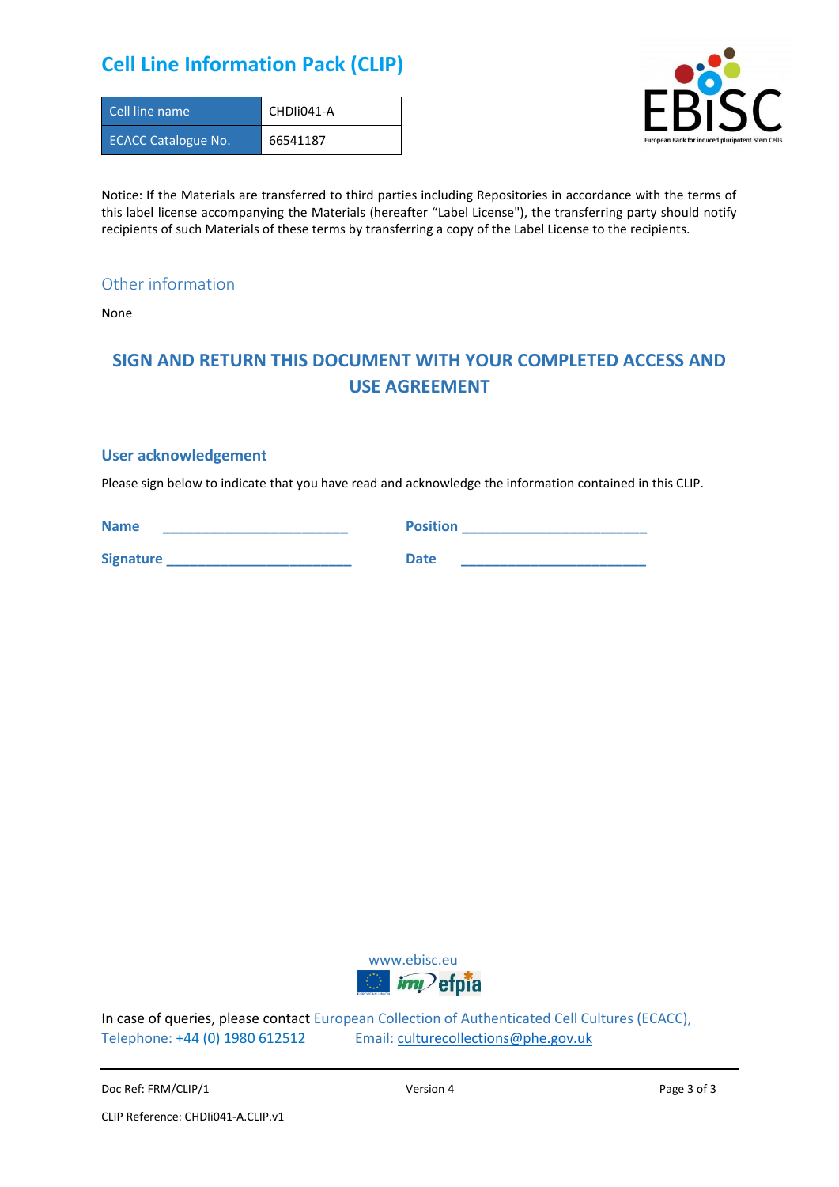# Cell Line Information Pack (CLIP)

| | |
|---|---|
| Cell line name | CHDIi041-A |
| ECACC Catalogue No. | 66541187 |

Notice: If the Materials are transferred to third parties including Repositories in accordance with the terms of this label license accompanying the Materials (hereafter "Label License"), the transferring party should notify recipients of such Materials of these terms by transferring a copy of the Label License to the recipients.

## Other information

None

## SIGN AND RETURN THIS DOCUMENT WITH YOUR COMPLETED ACCESS AND USE AGREEMENT

### User acknowledgement

Please sign below to indicate that you have read and acknowledge the information contained in this CLIP.

**Name** ___________________________ **Position** ___________________________

**Signature** ___________________________ **Date** ___________________________

www.ebisc.eu

In case of queries, please contact European Collection of Authenticated Cell Cultures (ECACC), Telephone: +44 (0) 1980 612512 Email: culturecollections@phe.gov.uk

Doc Ref: FRM/CLIP/1 Version 4

CLIP Reference: CHDIi041-A.CLIP.v1